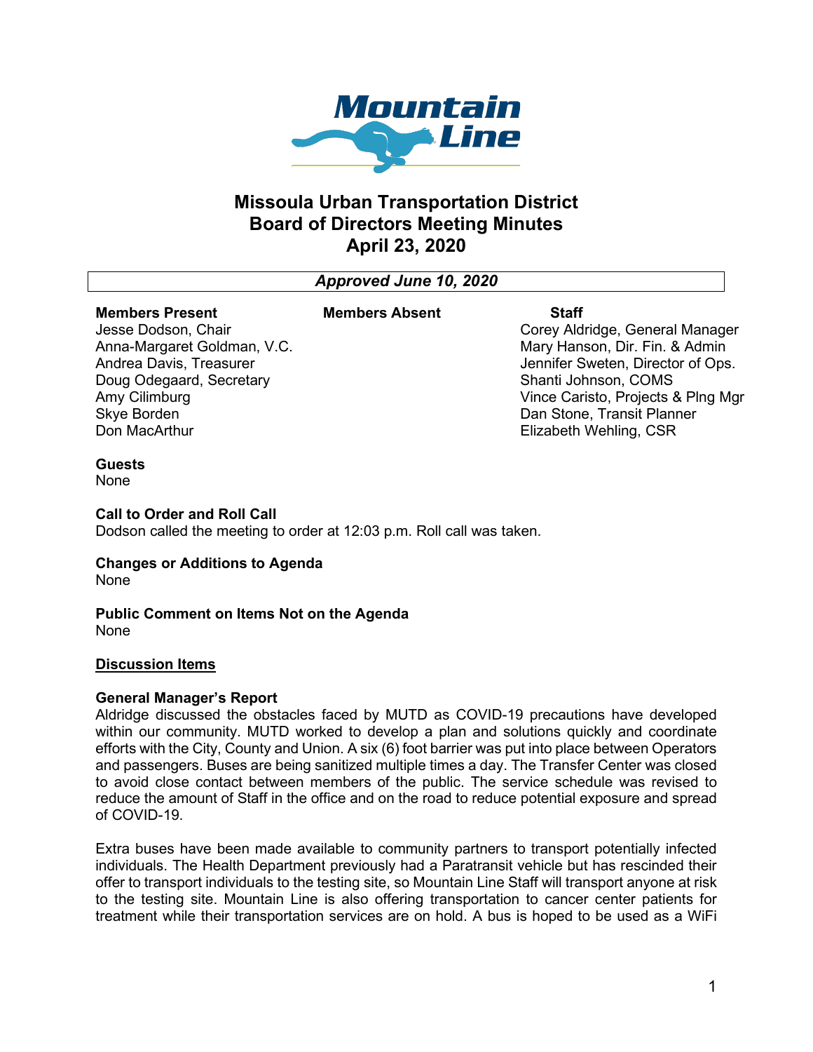# Missoula Urban Transportation District Board of Directors Meeting Minutes April 23, 2020

*Approved June 10, 2020*

**Members Present**
Jesse Dodson, Chair
Anna-Margaret Goldman, V.C.
Andrea Davis, Treasurer
Doug Odegaard, Secretary
Amy Cilimburg
Skye Borden
Don MacArthur

**Members Absent**

**Staff**
Corey Aldridge, General Manager
Mary Hanson, Dir. Fin. & Admin
Jennifer Sweten, Director of Ops.
Shanti Johnson, COMS
Vince Caristo, Projects & Plng Mgr
Dan Stone, Transit Planner
Elizabeth Wehling, CSR

**Guests**
None

**Call to Order and Roll Call**
Dodson called the meeting to order at 12:03 p.m. Roll call was taken.

**Changes or Additions to Agenda**
None

**Public Comment on Items Not on the Agenda**
None

**Discussion Items**

**General Manager's Report**
Aldridge discussed the obstacles faced by MUTD as COVID-19 precautions have developed within our community. MUTD worked to develop a plan and solutions quickly and coordinate efforts with the City, County and Union. A six (6) foot barrier was put into place between Operators and passengers. Buses are being sanitized multiple times a day. The Transfer Center was closed to avoid close contact between members of the public. The service schedule was revised to reduce the amount of Staff in the office and on the road to reduce potential exposure and spread of COVID-19.

Extra buses have been made available to community partners to transport potentially infected individuals. The Health Department previously had a Paratransit vehicle but has rescinded their offer to transport individuals to the testing site, so Mountain Line Staff will transport anyone at risk to the testing site. Mountain Line is also offering transportation to cancer center patients for treatment while their transportation services are on hold. A bus is hoped to be used as a WiFi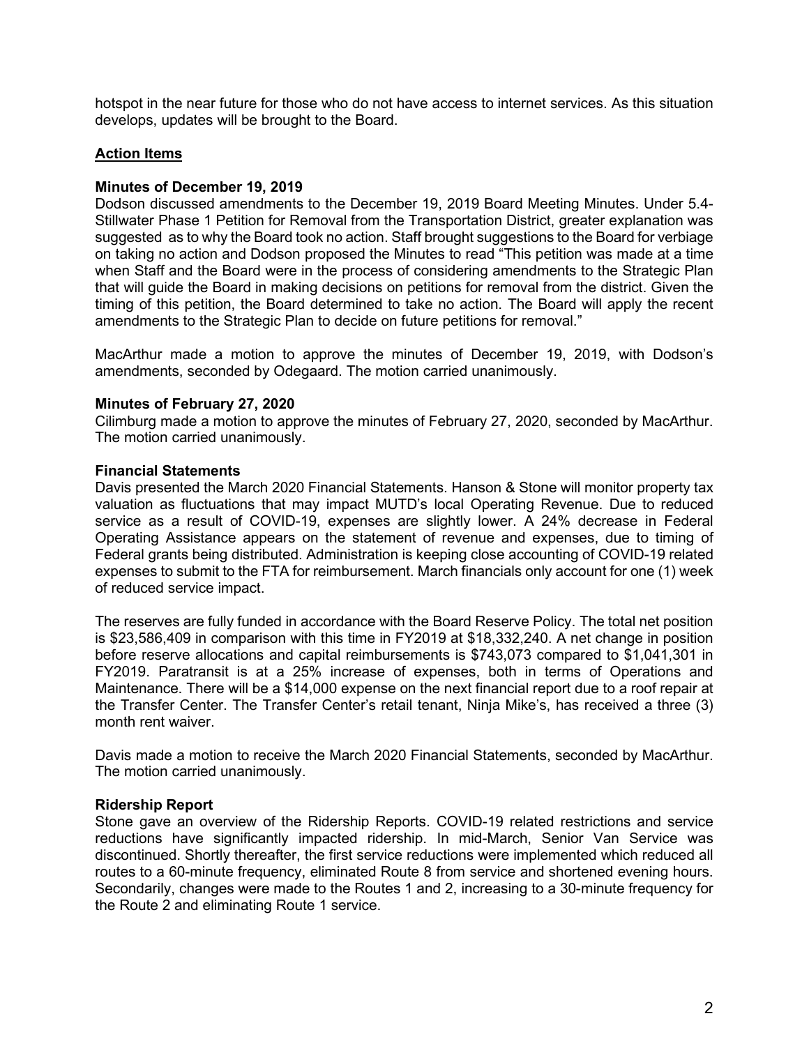hotspot in the near future for those who do not have access to internet services. As this situation develops, updates will be brought to the Board.

## Action Items

### Minutes of December 19, 2019

Dodson discussed amendments to the December 19, 2019 Board Meeting Minutes. Under 5.4-Stillwater Phase 1 Petition for Removal from the Transportation District, greater explanation was suggested as to why the Board took no action. Staff brought suggestions to the Board for verbiage on taking no action and Dodson proposed the Minutes to read "This petition was made at a time when Staff and the Board were in the process of considering amendments to the Strategic Plan that will guide the Board in making decisions on petitions for removal from the district. Given the timing of this petition, the Board determined to take no action. The Board will apply the recent amendments to the Strategic Plan to decide on future petitions for removal."

MacArthur made a motion to approve the minutes of December 19, 2019, with Dodson's amendments, seconded by Odegaard. The motion carried unanimously.

### Minutes of February 27, 2020

Cilimburg made a motion to approve the minutes of February 27, 2020, seconded by MacArthur. The motion carried unanimously.

### Financial Statements

Davis presented the March 2020 Financial Statements. Hanson & Stone will monitor property tax valuation as fluctuations that may impact MUTD's local Operating Revenue. Due to reduced service as a result of COVID-19, expenses are slightly lower. A 24% decrease in Federal Operating Assistance appears on the statement of revenue and expenses, due to timing of Federal grants being distributed. Administration is keeping close accounting of COVID-19 related expenses to submit to the FTA for reimbursement. March financials only account for one (1) week of reduced service impact.

The reserves are fully funded in accordance with the Board Reserve Policy. The total net position is $23,586,409 in comparison with this time in FY2019 at $18,332,240. A net change in position before reserve allocations and capital reimbursements is $743,073 compared to $1,041,301 in FY2019. Paratransit is at a 25% increase of expenses, both in terms of Operations and Maintenance. There will be a $14,000 expense on the next financial report due to a roof repair at the Transfer Center. The Transfer Center's retail tenant, Ninja Mike's, has received a three (3) month rent waiver.

Davis made a motion to receive the March 2020 Financial Statements, seconded by MacArthur. The motion carried unanimously.

### Ridership Report

Stone gave an overview of the Ridership Reports. COVID-19 related restrictions and service reductions have significantly impacted ridership. In mid-March, Senior Van Service was discontinued. Shortly thereafter, the first service reductions were implemented which reduced all routes to a 60-minute frequency, eliminated Route 8 from service and shortened evening hours. Secondarily, changes were made to the Routes 1 and 2, increasing to a 30-minute frequency for the Route 2 and eliminating Route 1 service.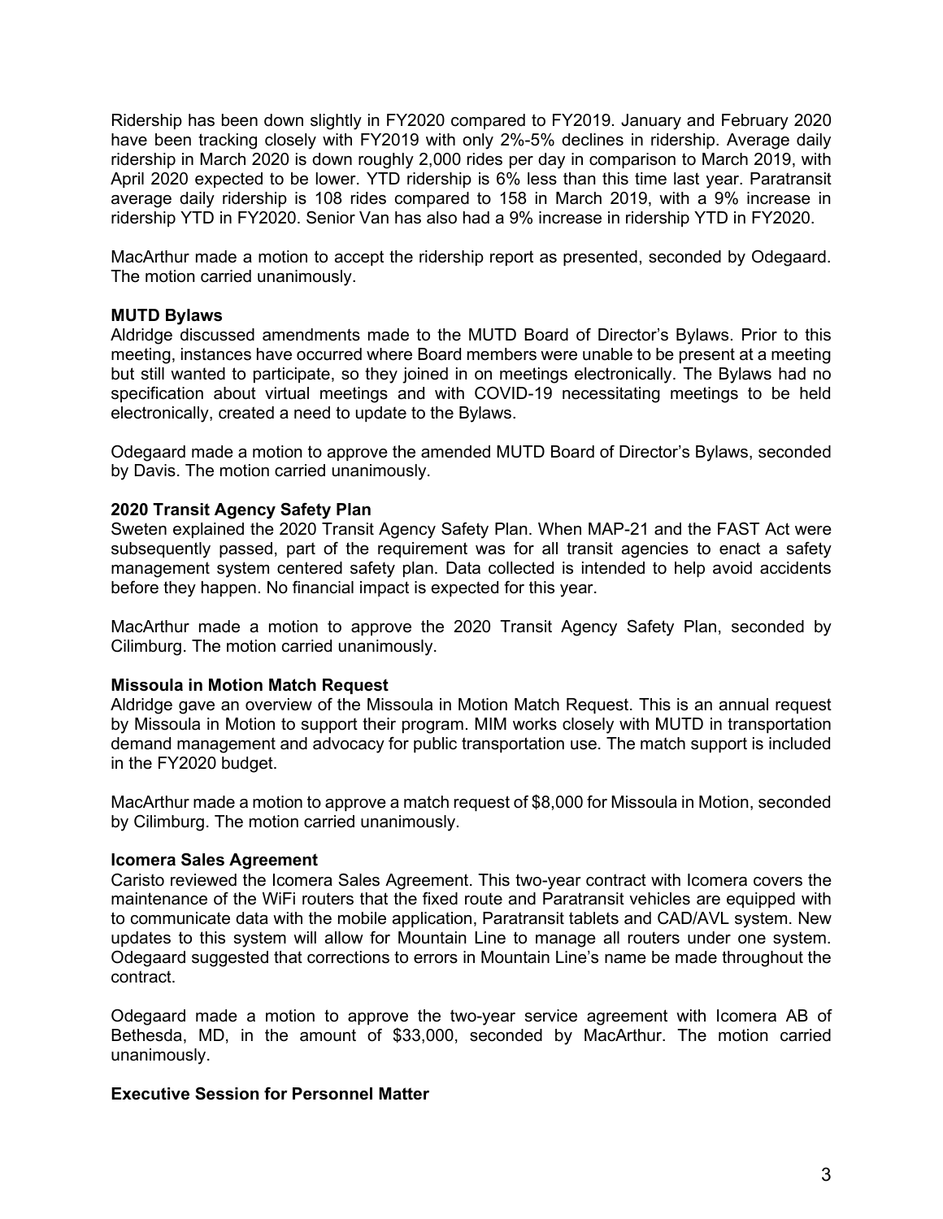Ridership has been down slightly in FY2020 compared to FY2019. January and February 2020 have been tracking closely with FY2019 with only 2%-5% declines in ridership. Average daily ridership in March 2020 is down roughly 2,000 rides per day in comparison to March 2019, with April 2020 expected to be lower. YTD ridership is 6% less than this time last year. Paratransit average daily ridership is 108 rides compared to 158 in March 2019, with a 9% increase in ridership YTD in FY2020. Senior Van has also had a 9% increase in ridership YTD in FY2020.

MacArthur made a motion to accept the ridership report as presented, seconded by Odegaard. The motion carried unanimously.

**MUTD Bylaws**

Aldridge discussed amendments made to the MUTD Board of Director's Bylaws. Prior to this meeting, instances have occurred where Board members were unable to be present at a meeting but still wanted to participate, so they joined in on meetings electronically. The Bylaws had no specification about virtual meetings and with COVID-19 necessitating meetings to be held electronically, created a need to update to the Bylaws.

Odegaard made a motion to approve the amended MUTD Board of Director's Bylaws, seconded by Davis. The motion carried unanimously.

**2020 Transit Agency Safety Plan**

Sweten explained the 2020 Transit Agency Safety Plan. When MAP-21 and the FAST Act were subsequently passed, part of the requirement was for all transit agencies to enact a safety management system centered safety plan. Data collected is intended to help avoid accidents before they happen. No financial impact is expected for this year.

MacArthur made a motion to approve the 2020 Transit Agency Safety Plan, seconded by Cilimburg. The motion carried unanimously.

**Missoula in Motion Match Request**

Aldridge gave an overview of the Missoula in Motion Match Request. This is an annual request by Missoula in Motion to support their program. MIM works closely with MUTD in transportation demand management and advocacy for public transportation use. The match support is included in the FY2020 budget.

MacArthur made a motion to approve a match request of $8,000 for Missoula in Motion, seconded by Cilimburg. The motion carried unanimously.

**Icomera Sales Agreement**

Caristo reviewed the Icomera Sales Agreement. This two-year contract with Icomera covers the maintenance of the WiFi routers that the fixed route and Paratransit vehicles are equipped with to communicate data with the mobile application, Paratransit tablets and CAD/AVL system. New updates to this system will allow for Mountain Line to manage all routers under one system. Odegaard suggested that corrections to errors in Mountain Line's name be made throughout the contract.

Odegaard made a motion to approve the two-year service agreement with Icomera AB of Bethesda, MD, in the amount of $33,000, seconded by MacArthur. The motion carried unanimously.

**Executive Session for Personnel Matter**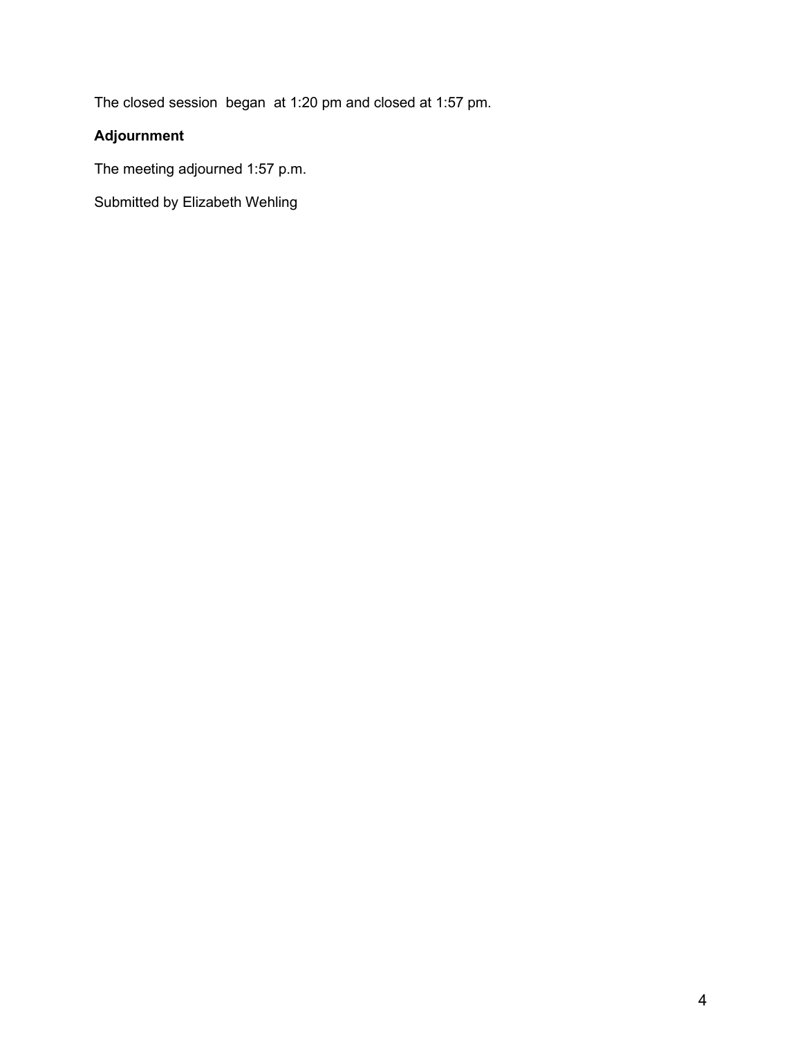The closed session began at 1:20 pm and closed at 1:57 pm.

**Adjournment**

The meeting adjourned 1:57 p.m.

Submitted by Elizabeth Wehling